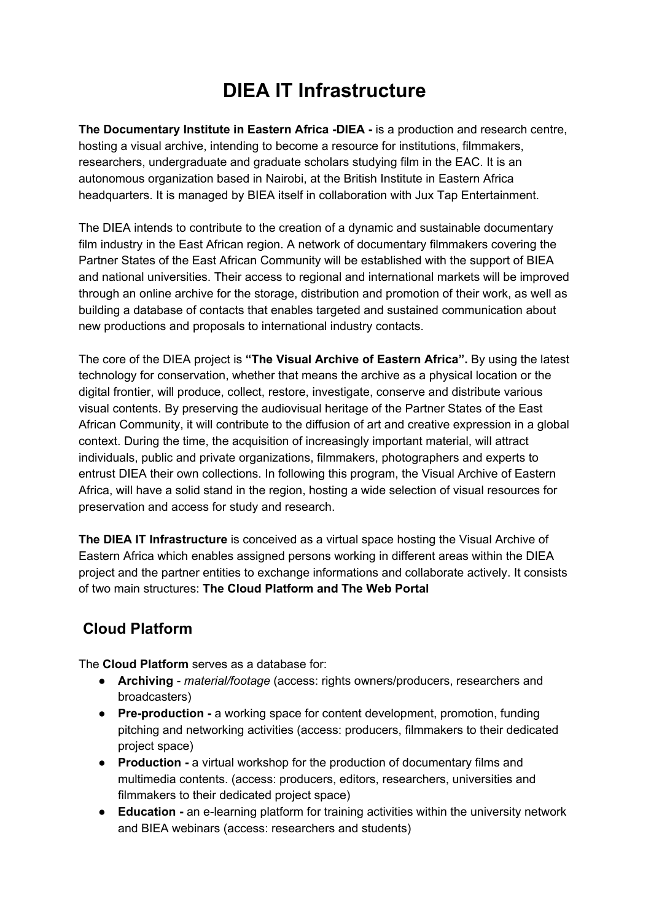# DIEA IT Infrastructure

**The Documentary Institute in Eastern Africa -DIEA -** is a production and research centre, hosting a visual archive, intending to become a resource for institutions, filmmakers, researchers, undergraduate and graduate scholars studying film in the EAC. It is an autonomous organization based in Nairobi, at the British Institute in Eastern Africa headquarters. It is managed by BIEA itself in collaboration with Jux Tap Entertainment.

The DIEA intends to contribute to the creation of a dynamic and sustainable documentary film industry in the East African region. A network of documentary filmmakers covering the Partner States of the East African Community will be established with the support of BIEA and national universities. Their access to regional and international markets will be improved through an online archive for the storage, distribution and promotion of their work, as well as building a database of contacts that enables targeted and sustained communication about new productions and proposals to international industry contacts.

The core of the DIEA project is **"The Visual Archive of Eastern Africa".** By using the latest technology for conservation, whether that means the archive as a physical location or the digital frontier, will produce, collect, restore, investigate, conserve and distribute various visual contents. By preserving the audiovisual heritage of the Partner States of the East African Community, it will contribute to the diffusion of art and creative expression in a global context. During the time, the acquisition of increasingly important material, will attract individuals, public and private organizations, filmmakers, photographers and experts to entrust DIEA their own collections. In following this program, the Visual Archive of Eastern Africa, will have a solid stand in the region, hosting a wide selection of visual resources for preservation and access for study and research.

**The DIEA IT Infrastructure** is conceived as a virtual space hosting the Visual Archive of Eastern Africa which enables assigned persons working in different areas within the DIEA project and the partner entities to exchange informations and collaborate actively. It consists of two main structures: **The Cloud Platform and The Web Portal**

## Cloud Platform

The **Cloud Platform** serves as a database for:

- **Archiving** - *material/footage* (access: rights owners/producers, researchers and broadcasters)
- **Pre-production -** a working space for content development, promotion, funding pitching and networking activities (access: producers, filmmakers to their dedicated project space)
- **Production -** a virtual workshop for the production of documentary films and multimedia contents. (access: producers, editors, researchers, universities and filmmakers to their dedicated project space)
- **Education -** an e-learning platform for training activities within the university network and BIEA webinars (access: researchers and students)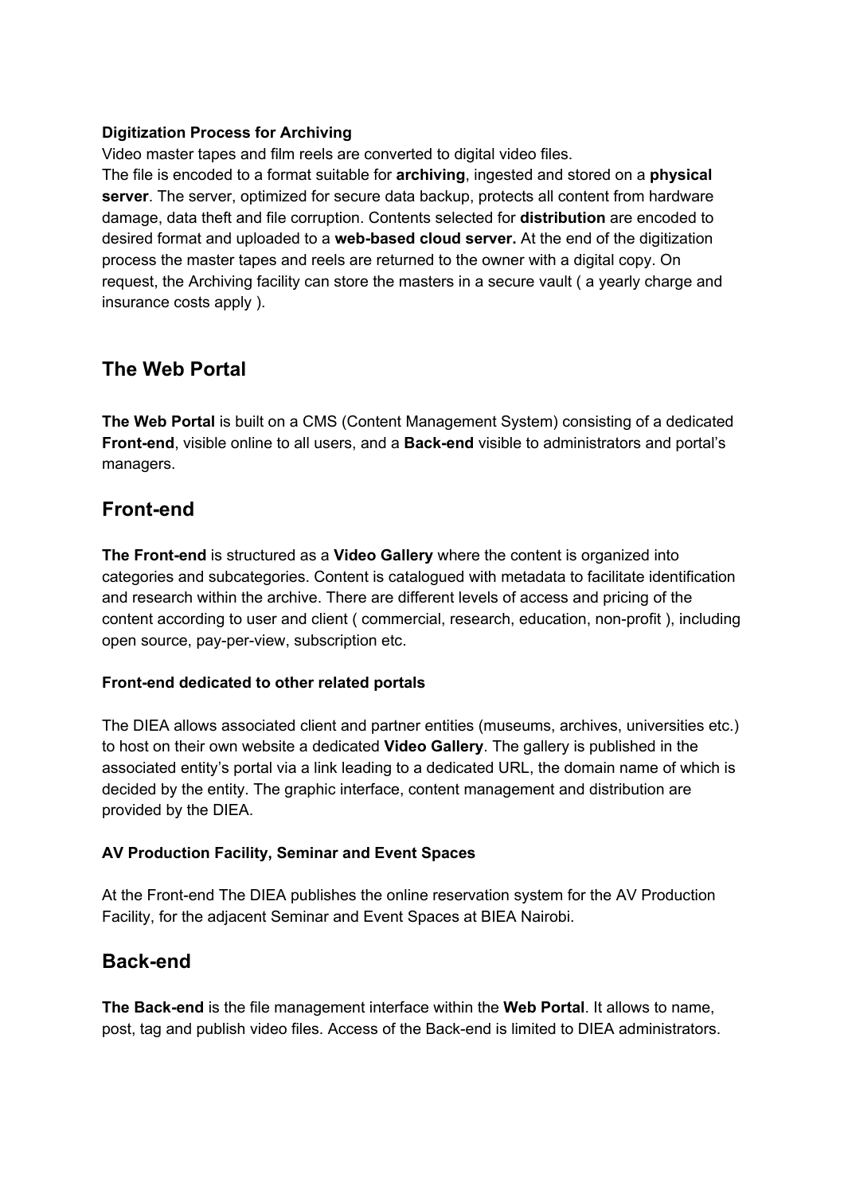**Digitization Process for Archiving**

Video master tapes and film reels are converted to digital video files.
The file is encoded to a format suitable for **archiving**, ingested and stored on a **physical server**. The server, optimized for secure data backup, protects all content from hardware damage, data theft and file corruption. Contents selected for **distribution** are encoded to desired format and uploaded to a **web-based cloud server.** At the end of the digitization process the master tapes and reels are returned to the owner with a digital copy. On request, the Archiving facility can store the masters in a secure vault ( a yearly charge and insurance costs apply ).

## The Web Portal

**The Web Portal** is built on a CMS (Content Management System) consisting of a dedicated **Front-end**, visible online to all users, and a **Back-end** visible to administrators and portal's managers.

## Front-end

**The Front-end** is structured as a **Video Gallery** where the content is organized into categories and subcategories. Content is catalogued with metadata to facilitate identification and research within the archive. There are different levels of access and pricing of the content according to user and client ( commercial, research, education, non-profit ), including open source, pay-per-view, subscription etc.

**Front-end dedicated to other related portals**

The DIEA allows associated client and partner entities (museums, archives, universities etc.) to host on their own website a dedicated **Video Gallery**. The gallery is published in the associated entity's portal via a link leading to a dedicated URL, the domain name of which is decided by the entity. The graphic interface, content management and distribution are provided by the DIEA.

**AV Production Facility, Seminar and Event Spaces**

At the Front-end The DIEA publishes the online reservation system for the AV Production Facility, for the adjacent Seminar and Event Spaces at BIEA Nairobi.

## Back-end

**The Back-end** is the file management interface within the **Web Portal**. It allows to name, post, tag and publish video files. Access of the Back-end is limited to DIEA administrators.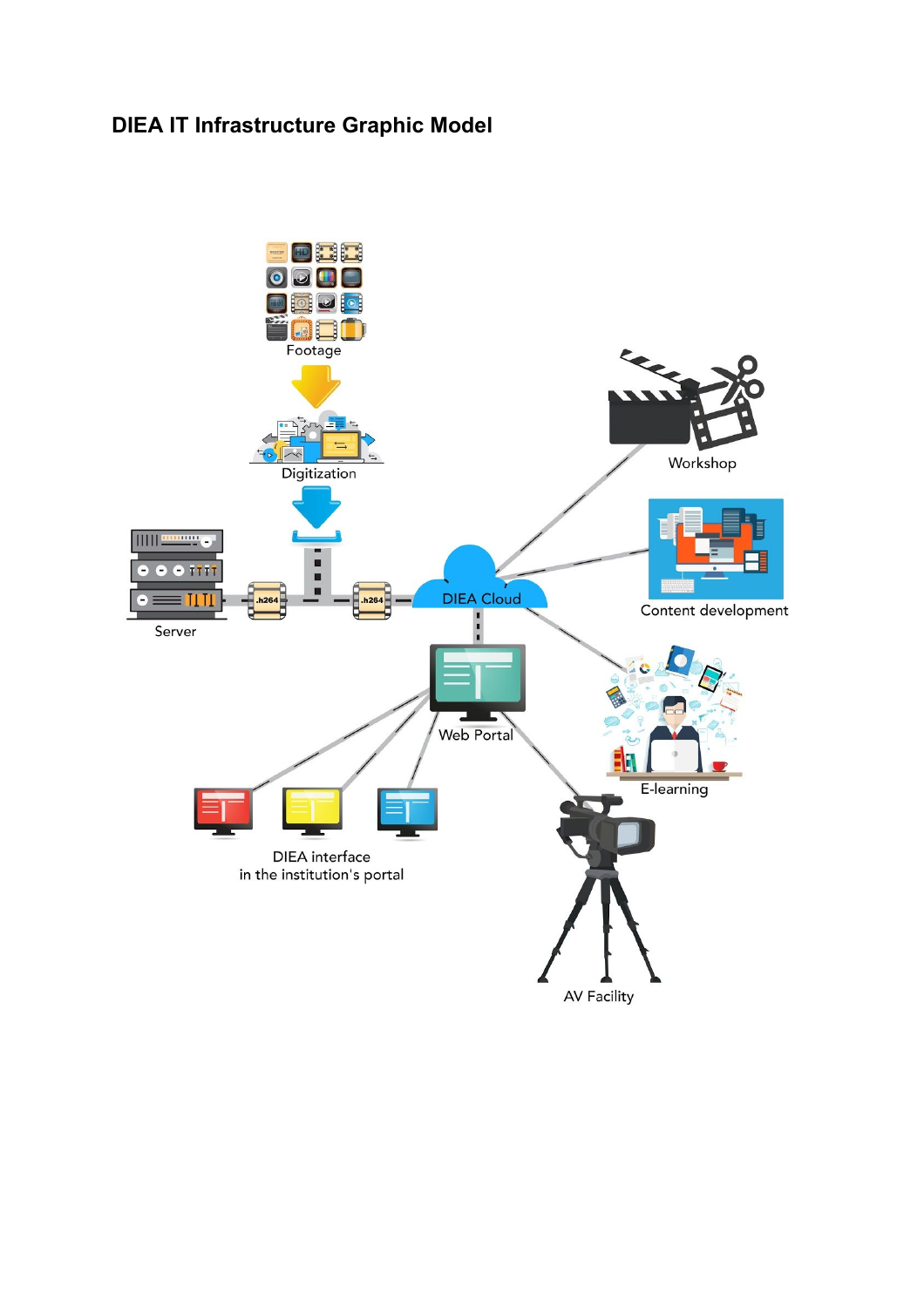## DIEA IT Infrastructure Graphic Model

Footage

Digitization

Server

.h264

.h264

DIEA Cloud

Workshop

Content development

Web Portal

E-learning

DIEA interface
in the institution's portal

AV Facility